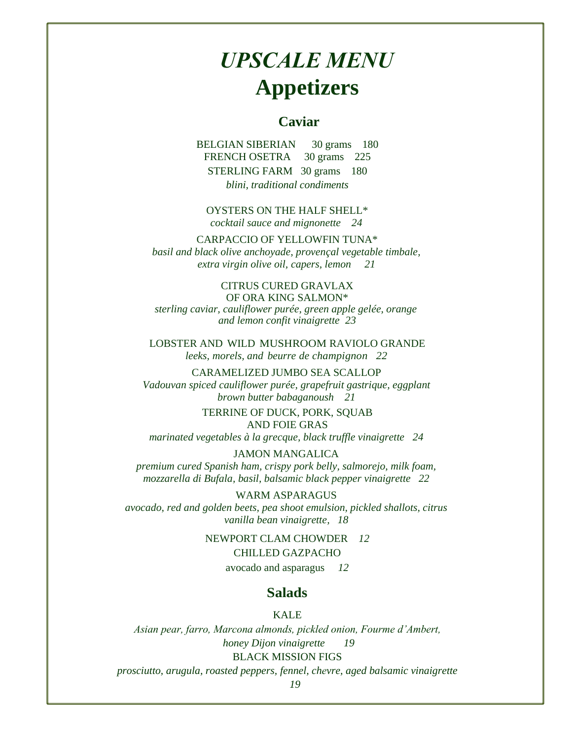# *UPSCALE MENU*

# Appetizers

## Caviar

BELGIAN SIBERIAN 30 grams 180  
FRENCH OSETRA 30 grams 225  
STERLING FARM 30 grams 180  
*blini, traditional condiments*

OYSTERS ON THE HALF SHELL*  
*cocktail sauce and mignonette 24*

CARPACCIO OF YELLOWFIN TUNA*  
*basil and black olive anchoyade, provençal vegetable timbale, extra virgin olive oil, capers, lemon 21*

CITRUS CURED GRAVLAX  
OF ORA KING SALMON*  
*sterling caviar, cauliflower purée, green apple gelée, orange and lemon confit vinaigrette 23*

LOBSTER AND WILD MUSHROOM RAVIOLO GRANDE  
*leeks, morels, and beurre de champignon 22*

CARAMELIZED JUMBO SEA SCALLOP  
*Vadouvan spiced cauliflower purée, grapefruit gastrique, eggplant brown butter babaganoush 21*

TERRINE OF DUCK, PORK, SQUAB  
AND FOIE GRAS  
*marinated vegetables à la grecque, black truffle vinaigrette 24*

JAMON MANGALICA  
*premium cured Spanish ham, crispy pork belly, salmorejo, milk foam, mozzarella di Bufala, basil, balsamic black pepper vinaigrette 22*

WARM ASPARAGUS  
*avocado, red and golden beets, pea shoot emulsion, pickled shallots, citrus vanilla bean vinaigrette, 18*

NEWPORT CLAM CHOWDER *12*

CHILLED GAZPACHO  
avocado and asparagus *12*

## Salads

KALE  
*Asian pear, farro, Marcona almonds, pickled onion, Fourme d'Ambert, honey Dijon vinaigrette 19*

BLACK MISSION FIGS  
*prosciutto, arugula, roasted peppers, fennel, chevre, aged balsamic vinaigrette 19*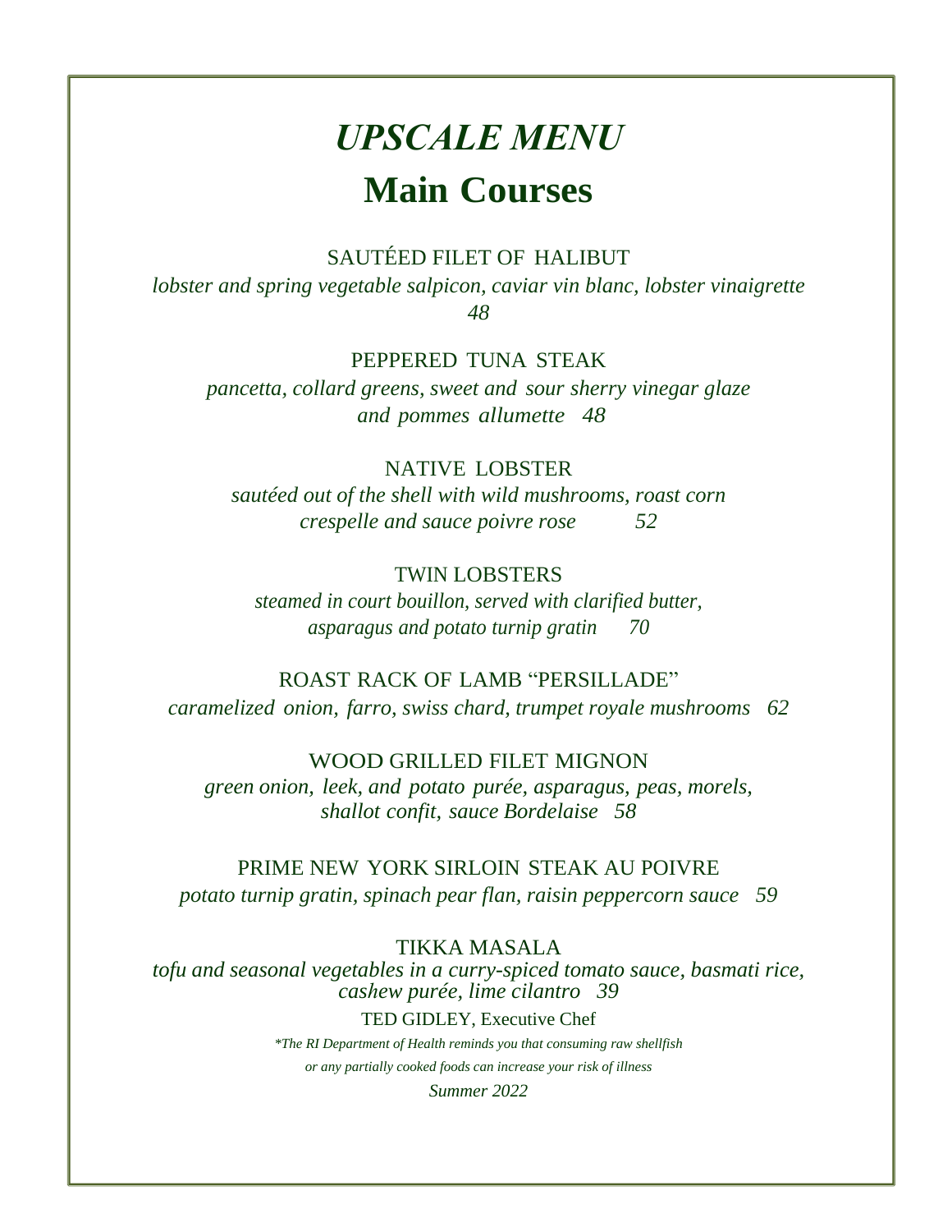# *UPSCALE MENU*

## Main Courses

SAUTÉED FILET OF HALIBUT

*lobster and spring vegetable salpicon, caviar vin blanc, lobster vinaigrette 48*

PEPPERED TUNA STEAK

*pancetta, collard greens, sweet and sour sherry vinegar glaze and pommes allumette 48*

NATIVE LOBSTER

*sautéed out of the shell with wild mushrooms, roast corn crespelle and sauce poivre rose 52*

TWIN LOBSTERS

*steamed in court bouillon, served with clarified butter, asparagus and potato turnip gratin 70*

ROAST RACK OF LAMB "PERSILLADE"

*caramelized onion, farro, swiss chard, trumpet royale mushrooms 62*

WOOD GRILLED FILET MIGNON

*green onion, leek, and potato purée, asparagus, peas, morels, shallot confit, sauce Bordelaise 58*

PRIME NEW YORK SIRLOIN STEAK AU POIVRE

*potato turnip gratin, spinach pear flan, raisin peppercorn sauce 59*

TIKKA MASALA

*tofu and seasonal vegetables in a curry-spiced tomato sauce, basmati rice, cashew purée, lime cilantro 39*

TED GIDLEY, Executive Chef

*\*The RI Department of Health reminds you that consuming raw shellfish or any partially cooked foods can increase your risk of illness*

*Summer 2022*